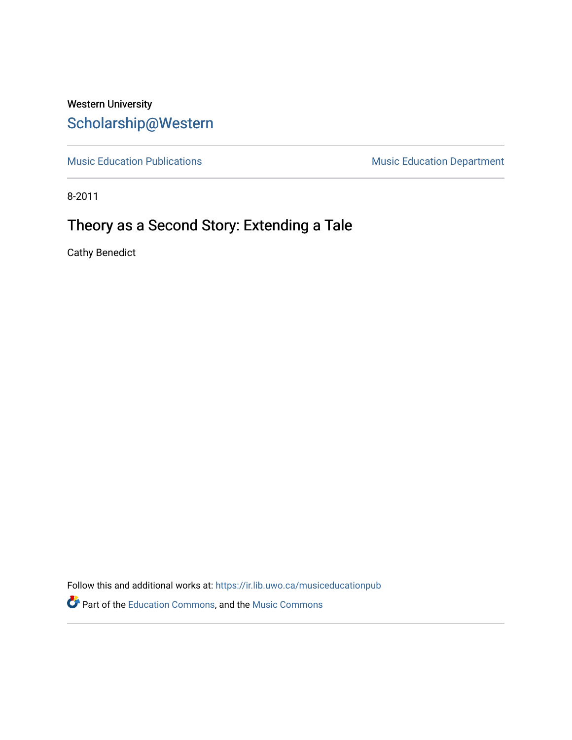Western University

Scholarship@Western

Music Education Publications

Music Education Department

8-2011

# Theory as a Second Story: Extending a Tale

Cathy Benedict

Follow this and additional works at: https://ir.lib.uwo.ca/musiceducationpub

Part of the Education Commons, and the Music Commons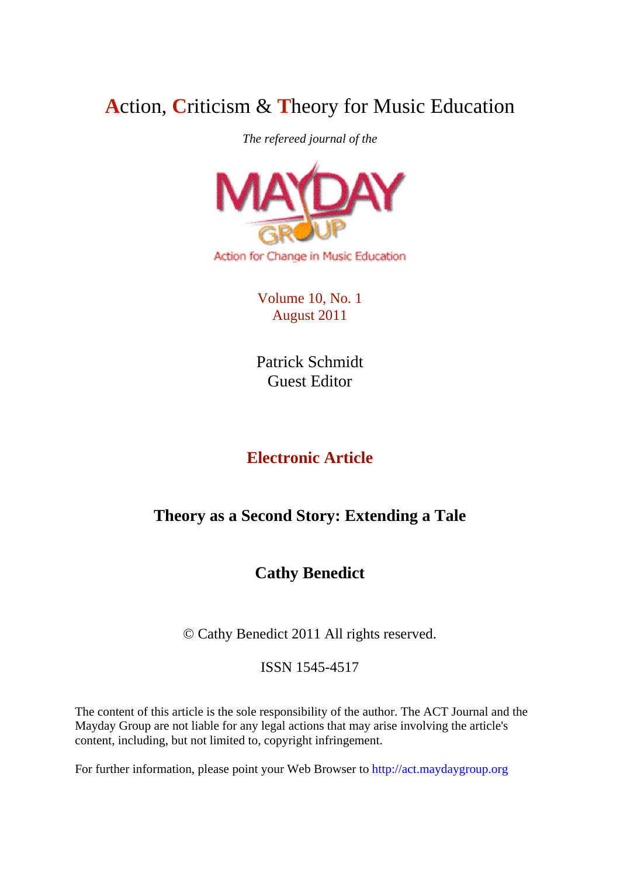# **A**ction, **C**riticism & **T**heory for Music Education

*The refereed journal of the*

MAYDAY GROUP

Action for Change in Music Education

Volume 10, No. 1
August 2011

Patrick Schmidt
Guest Editor

## Electronic Article

## Theory as a Second Story: Extending a Tale

## Cathy Benedict

© Cathy Benedict 2011 All rights reserved.

ISSN 1545-4517

The content of this article is the sole responsibility of the author. The ACT Journal and the Mayday Group are not liable for any legal actions that may arise involving the article's content, including, but not limited to, copyright infringement.

For further information, please point your Web Browser to http://act.maydaygroup.org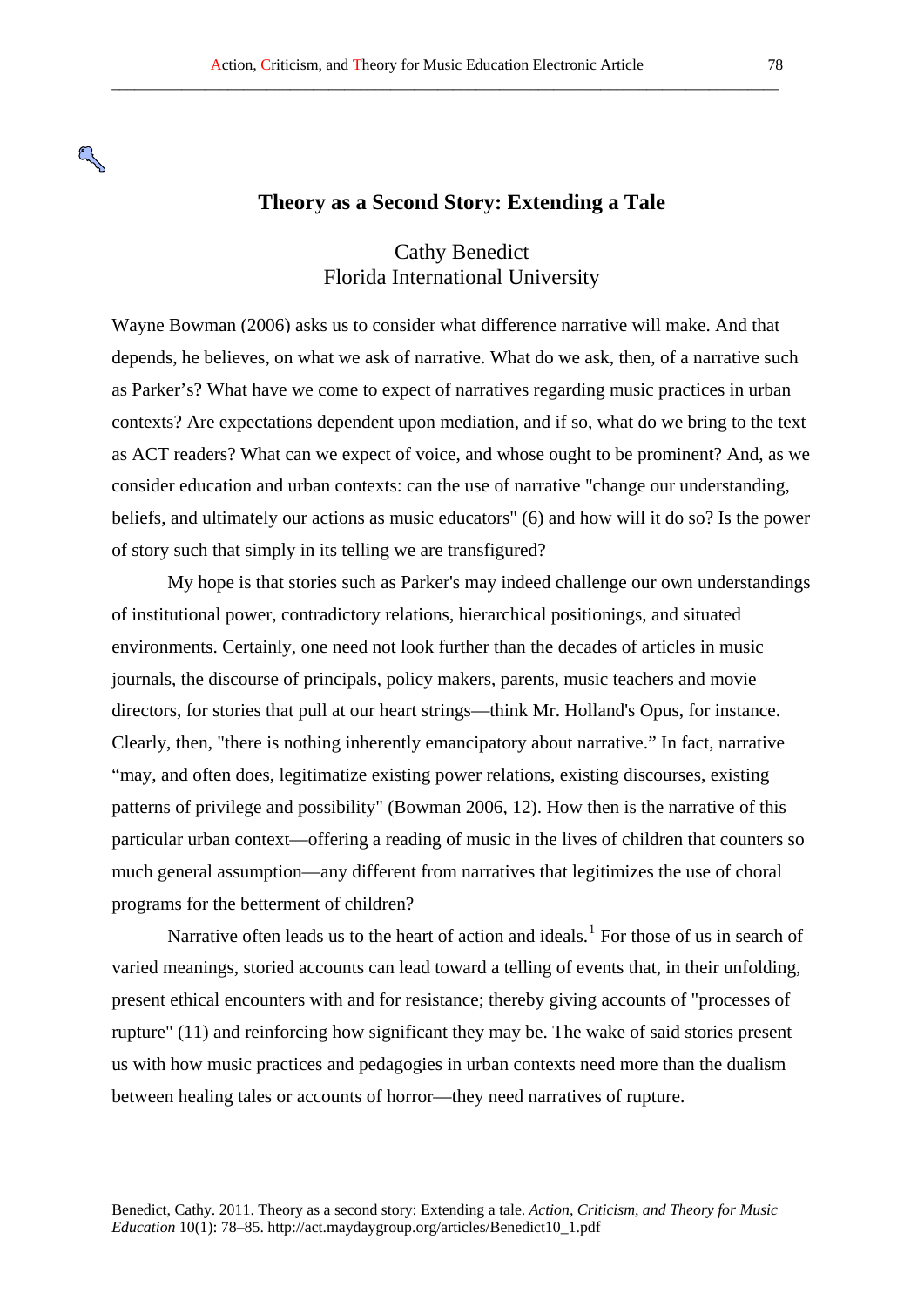# Theory as a Second Story: Extending a Tale

Cathy Benedict
Florida International University

Wayne Bowman (2006) asks us to consider what difference narrative will make. And that depends, he believes, on what we ask of narrative. What do we ask, then, of a narrative such as Parker's? What have we come to expect of narratives regarding music practices in urban contexts? Are expectations dependent upon mediation, and if so, what do we bring to the text as ACT readers? What can we expect of voice, and whose ought to be prominent? And, as we consider education and urban contexts: can the use of narrative "change our understanding, beliefs, and ultimately our actions as music educators" (6) and how will it do so? Is the power of story such that simply in its telling we are transfigured?

My hope is that stories such as Parker's may indeed challenge our own understandings of institutional power, contradictory relations, hierarchical positionings, and situated environments. Certainly, one need not look further than the decades of articles in music journals, the discourse of principals, policy makers, parents, music teachers and movie directors, for stories that pull at our heart strings—think Mr. Holland's Opus, for instance. Clearly, then, "there is nothing inherently emancipatory about narrative." In fact, narrative "may, and often does, legitimatize existing power relations, existing discourses, existing patterns of privilege and possibility" (Bowman 2006, 12). How then is the narrative of this particular urban context—offering a reading of music in the lives of children that counters so much general assumption—any different from narratives that legitimizes the use of choral programs for the betterment of children?

Narrative often leads us to the heart of action and ideals.[1] For those of us in search of varied meanings, storied accounts can lead toward a telling of events that, in their unfolding, present ethical encounters with and for resistance; thereby giving accounts of "processes of rupture" (11) and reinforcing how significant they may be. The wake of said stories present us with how music practices and pedagogies in urban contexts need more than the dualism between healing tales or accounts of horror—they need narratives of rupture.

Benedict, Cathy. 2011. Theory as a second story: Extending a tale. *Action, Criticism, and Theory for Music Education* 10(1): 78–85. http://act.maydaygroup.org/articles/Benedict10_1.pdf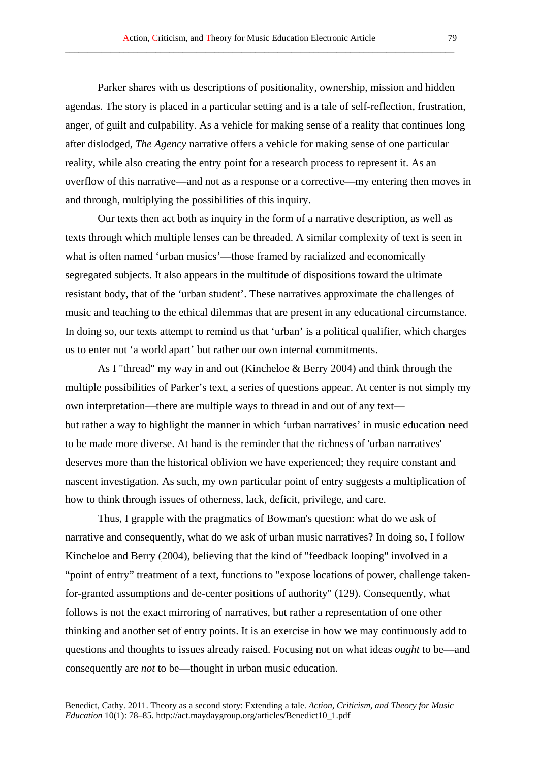Parker shares with us descriptions of positionality, ownership, mission and hidden agendas. The story is placed in a particular setting and is a tale of self-reflection, frustration, anger, of guilt and culpability. As a vehicle for making sense of a reality that continues long after dislodged, *The Agency* narrative offers a vehicle for making sense of one particular reality, while also creating the entry point for a research process to represent it. As an overflow of this narrative—and not as a response or a corrective—my entering then moves in and through, multiplying the possibilities of this inquiry.

Our texts then act both as inquiry in the form of a narrative description, as well as texts through which multiple lenses can be threaded. A similar complexity of text is seen in what is often named 'urban musics'—those framed by racialized and economically segregated subjects. It also appears in the multitude of dispositions toward the ultimate resistant body, that of the 'urban student'. These narratives approximate the challenges of music and teaching to the ethical dilemmas that are present in any educational circumstance. In doing so, our texts attempt to remind us that 'urban' is a political qualifier, which charges us to enter not 'a world apart' but rather our own internal commitments.

As I "thread" my way in and out (Kincheloe & Berry 2004) and think through the multiple possibilities of Parker's text, a series of questions appear. At center is not simply my own interpretation—there are multiple ways to thread in and out of any text—but rather a way to highlight the manner in which 'urban narratives' in music education need to be made more diverse. At hand is the reminder that the richness of 'urban narratives' deserves more than the historical oblivion we have experienced; they require constant and nascent investigation. As such, my own particular point of entry suggests a multiplication of how to think through issues of otherness, lack, deficit, privilege, and care.

Thus, I grapple with the pragmatics of Bowman's question: what do we ask of narrative and consequently, what do we ask of urban music narratives? In doing so, I follow Kincheloe and Berry (2004), believing that the kind of "feedback looping" involved in a "point of entry" treatment of a text, functions to "expose locations of power, challenge taken-for-granted assumptions and de-center positions of authority" (129). Consequently, what follows is not the exact mirroring of narratives, but rather a representation of one other thinking and another set of entry points. It is an exercise in how we may continuously add to questions and thoughts to issues already raised. Focusing not on what ideas *ought* to be—and consequently are *not* to be—thought in urban music education.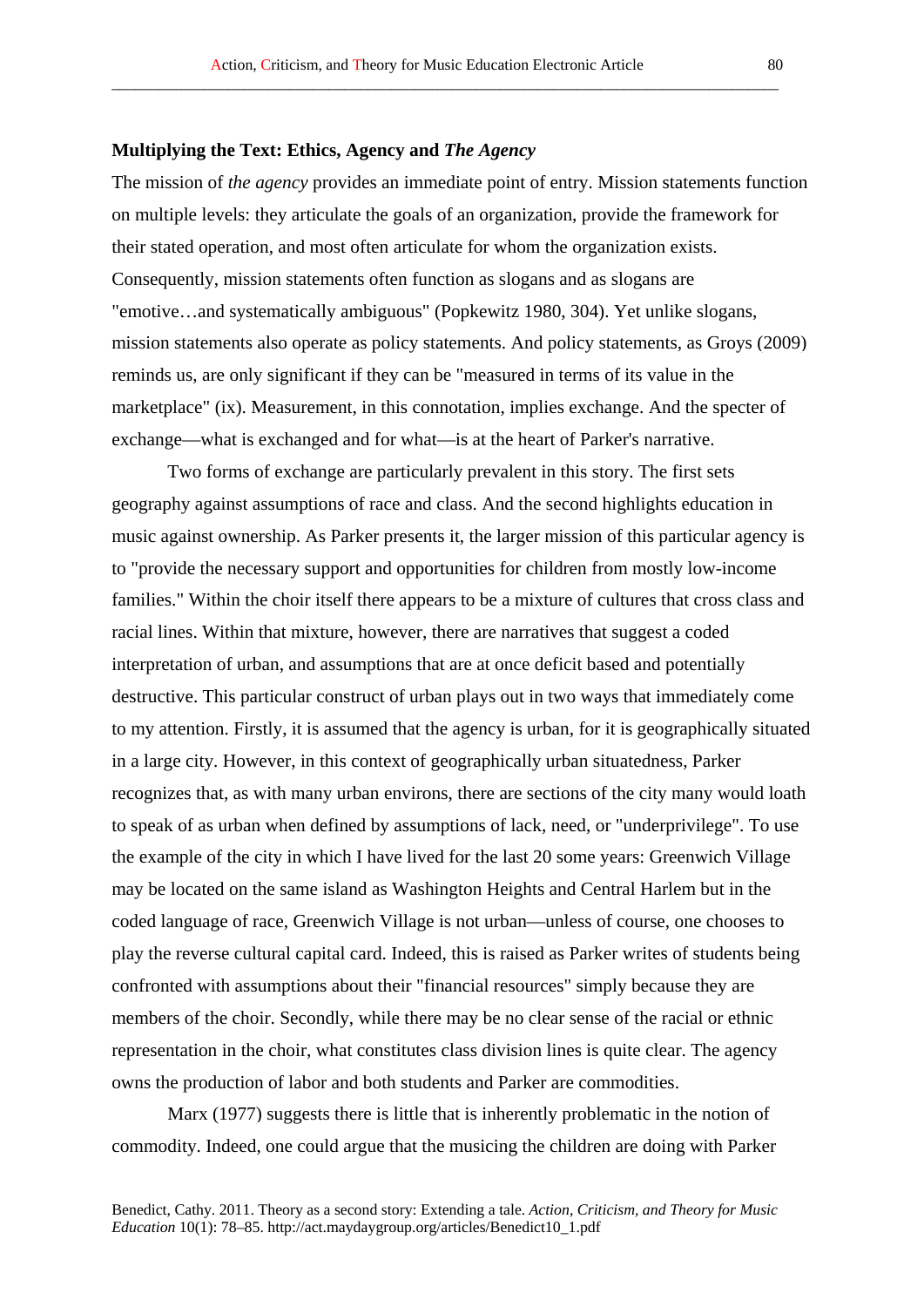### Multiplying the Text: Ethics, Agency and *The Agency*

The mission of *the agency* provides an immediate point of entry. Mission statements function on multiple levels: they articulate the goals of an organization, provide the framework for their stated operation, and most often articulate for whom the organization exists. Consequently, mission statements often function as slogans and as slogans are "emotive…and systematically ambiguous" (Popkewitz 1980, 304). Yet unlike slogans, mission statements also operate as policy statements. And policy statements, as Groys (2009) reminds us, are only significant if they can be "measured in terms of its value in the marketplace" (ix). Measurement, in this connotation, implies exchange. And the specter of exchange—what is exchanged and for what—is at the heart of Parker's narrative.

Two forms of exchange are particularly prevalent in this story. The first sets geography against assumptions of race and class. And the second highlights education in music against ownership. As Parker presents it, the larger mission of this particular agency is to "provide the necessary support and opportunities for children from mostly low-income families." Within the choir itself there appears to be a mixture of cultures that cross class and racial lines. Within that mixture, however, there are narratives that suggest a coded interpretation of urban, and assumptions that are at once deficit based and potentially destructive. This particular construct of urban plays out in two ways that immediately come to my attention. Firstly, it is assumed that the agency is urban, for it is geographically situated in a large city. However, in this context of geographically urban situatedness, Parker recognizes that, as with many urban environs, there are sections of the city many would loath to speak of as urban when defined by assumptions of lack, need, or "underprivilege". To use the example of the city in which I have lived for the last 20 some years: Greenwich Village may be located on the same island as Washington Heights and Central Harlem but in the coded language of race, Greenwich Village is not urban—unless of course, one chooses to play the reverse cultural capital card. Indeed, this is raised as Parker writes of students being confronted with assumptions about their "financial resources" simply because they are members of the choir. Secondly, while there may be no clear sense of the racial or ethnic representation in the choir, what constitutes class division lines is quite clear. The agency owns the production of labor and both students and Parker are commodities.

Marx (1977) suggests there is little that is inherently problematic in the notion of commodity. Indeed, one could argue that the musicing the children are doing with Parker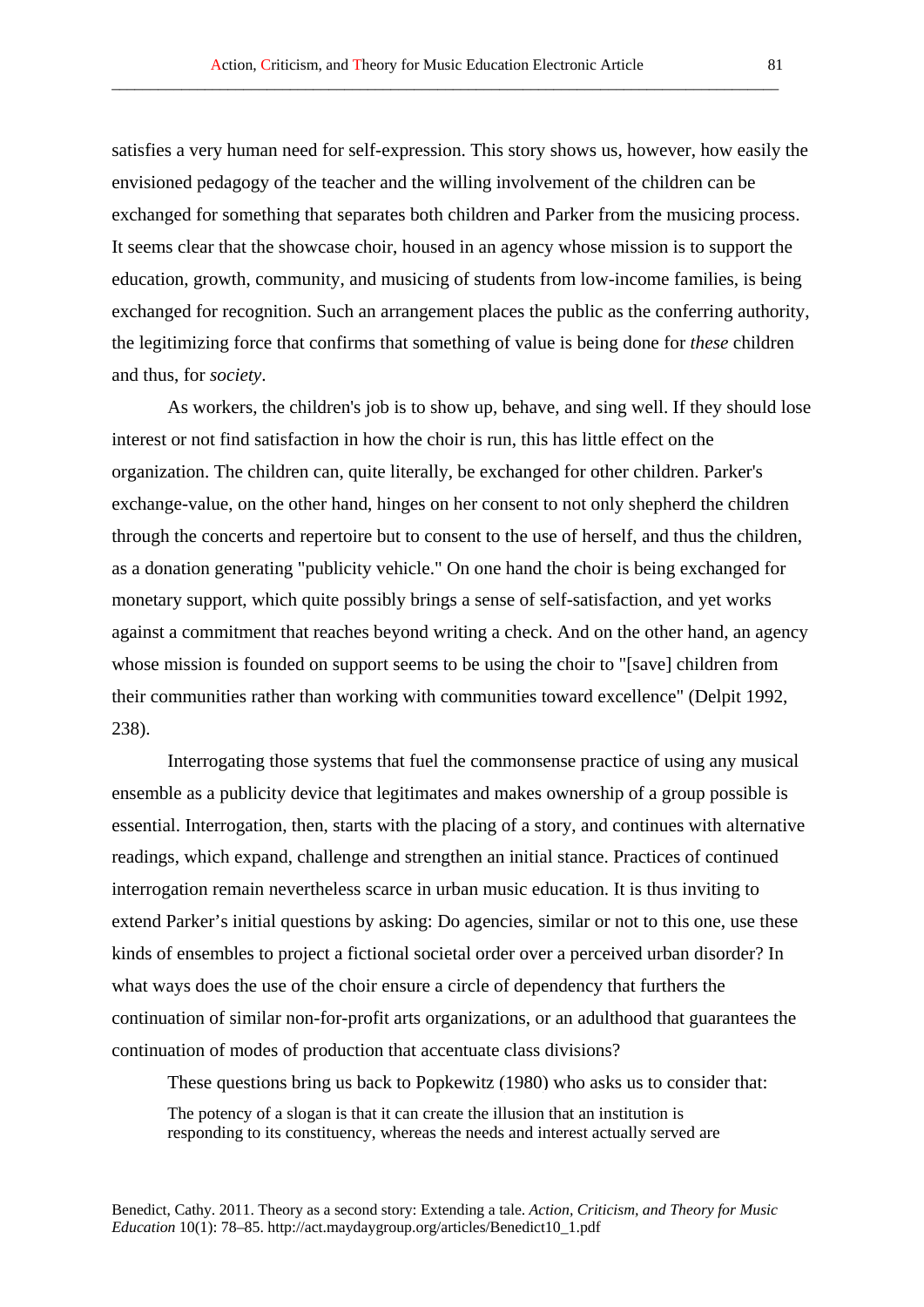satisfies a very human need for self-expression. This story shows us, however, how easily the envisioned pedagogy of the teacher and the willing involvement of the children can be exchanged for something that separates both children and Parker from the musicing process. It seems clear that the showcase choir, housed in an agency whose mission is to support the education, growth, community, and musicing of students from low-income families, is being exchanged for recognition. Such an arrangement places the public as the conferring authority, the legitimizing force that confirms that something of value is being done for *these* children and thus, for *society*.

As workers, the children's job is to show up, behave, and sing well. If they should lose interest or not find satisfaction in how the choir is run, this has little effect on the organization. The children can, quite literally, be exchanged for other children. Parker's exchange-value, on the other hand, hinges on her consent to not only shepherd the children through the concerts and repertoire but to consent to the use of herself, and thus the children, as a donation generating "publicity vehicle." On one hand the choir is being exchanged for monetary support, which quite possibly brings a sense of self-satisfaction, and yet works against a commitment that reaches beyond writing a check. And on the other hand, an agency whose mission is founded on support seems to be using the choir to "[save] children from their communities rather than working with communities toward excellence" (Delpit 1992, 238).

Interrogating those systems that fuel the commonsense practice of using any musical ensemble as a publicity device that legitimates and makes ownership of a group possible is essential. Interrogation, then, starts with the placing of a story, and continues with alternative readings, which expand, challenge and strengthen an initial stance. Practices of continued interrogation remain nevertheless scarce in urban music education. It is thus inviting to extend Parker's initial questions by asking: Do agencies, similar or not to this one, use these kinds of ensembles to project a fictional societal order over a perceived urban disorder? In what ways does the use of the choir ensure a circle of dependency that furthers the continuation of similar non-for-profit arts organizations, or an adulthood that guarantees the continuation of modes of production that accentuate class divisions?

These questions bring us back to Popkewitz (1980) who asks us to consider that:

> The potency of a slogan is that it can create the illusion that an institution is responding to its constituency, whereas the needs and interest actually served are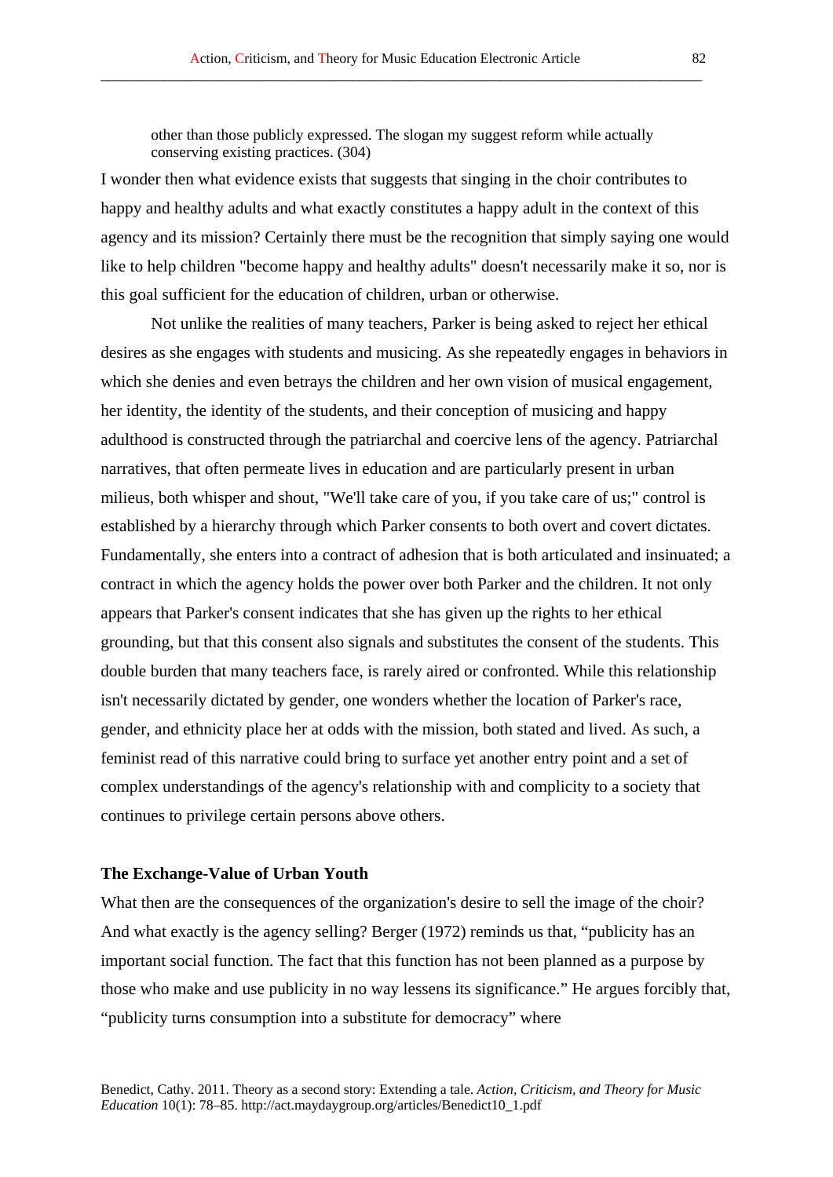> other than those publicly expressed. The slogan my suggest reform while actually conserving existing practices. (304)

I wonder then what evidence exists that suggests that singing in the choir contributes to happy and healthy adults and what exactly constitutes a happy adult in the context of this agency and its mission? Certainly there must be the recognition that simply saying one would like to help children "become happy and healthy adults" doesn't necessarily make it so, nor is this goal sufficient for the education of children, urban or otherwise.

Not unlike the realities of many teachers, Parker is being asked to reject her ethical desires as she engages with students and musicing. As she repeatedly engages in behaviors in which she denies and even betrays the children and her own vision of musical engagement, her identity, the identity of the students, and their conception of musicing and happy adulthood is constructed through the patriarchal and coercive lens of the agency. Patriarchal narratives, that often permeate lives in education and are particularly present in urban milieus, both whisper and shout, "We'll take care of you, if you take care of us;" control is established by a hierarchy through which Parker consents to both overt and covert dictates. Fundamentally, she enters into a contract of adhesion that is both articulated and insinuated; a contract in which the agency holds the power over both Parker and the children. It not only appears that Parker's consent indicates that she has given up the rights to her ethical grounding, but that this consent also signals and substitutes the consent of the students. This double burden that many teachers face, is rarely aired or confronted. While this relationship isn't necessarily dictated by gender, one wonders whether the location of Parker's race, gender, and ethnicity place her at odds with the mission, both stated and lived. As such, a feminist read of this narrative could bring to surface yet another entry point and a set of complex understandings of the agency's relationship with and complicity to a society that continues to privilege certain persons above others.

**The Exchange-Value of Urban Youth**

What then are the consequences of the organization's desire to sell the image of the choir? And what exactly is the agency selling? Berger (1972) reminds us that, "publicity has an important social function. The fact that this function has not been planned as a purpose by those who make and use publicity in no way lessens its significance." He argues forcibly that, "publicity turns consumption into a substitute for democracy" where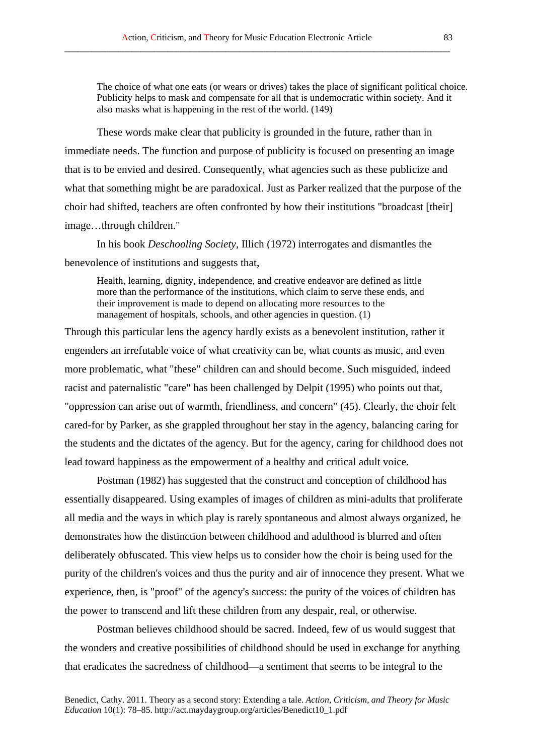> The choice of what one eats (or wears or drives) takes the place of significant political choice. Publicity helps to mask and compensate for all that is undemocratic within society. And it also masks what is happening in the rest of the world. (149)

These words make clear that publicity is grounded in the future, rather than in immediate needs. The function and purpose of publicity is focused on presenting an image that is to be envied and desired. Consequently, what agencies such as these publicize and what that something might be are paradoxical. Just as Parker realized that the purpose of the choir had shifted, teachers are often confronted by how their institutions "broadcast [their] image…through children."

In his book *Deschooling Society*, Illich (1972) interrogates and dismantles the benevolence of institutions and suggests that,

> Health, learning, dignity, independence, and creative endeavor are defined as little more than the performance of the institutions, which claim to serve these ends, and their improvement is made to depend on allocating more resources to the management of hospitals, schools, and other agencies in question. (1)

Through this particular lens the agency hardly exists as a benevolent institution, rather it engenders an irrefutable voice of what creativity can be, what counts as music, and even more problematic, what "these" children can and should become. Such misguided, indeed racist and paternalistic "care" has been challenged by Delpit (1995) who points out that, "oppression can arise out of warmth, friendliness, and concern" (45). Clearly, the choir felt cared-for by Parker, as she grappled throughout her stay in the agency, balancing caring for the students and the dictates of the agency. But for the agency, caring for childhood does not lead toward happiness as the empowerment of a healthy and critical adult voice.

Postman (1982) has suggested that the construct and conception of childhood has essentially disappeared. Using examples of images of children as mini-adults that proliferate all media and the ways in which play is rarely spontaneous and almost always organized, he demonstrates how the distinction between childhood and adulthood is blurred and often deliberately obfuscated. This view helps us to consider how the choir is being used for the purity of the children's voices and thus the purity and air of innocence they present. What we experience, then, is "proof" of the agency's success: the purity of the voices of children has the power to transcend and lift these children from any despair, real, or otherwise.

Postman believes childhood should be sacred. Indeed, few of us would suggest that the wonders and creative possibilities of childhood should be used in exchange for anything that eradicates the sacredness of childhood—a sentiment that seems to be integral to the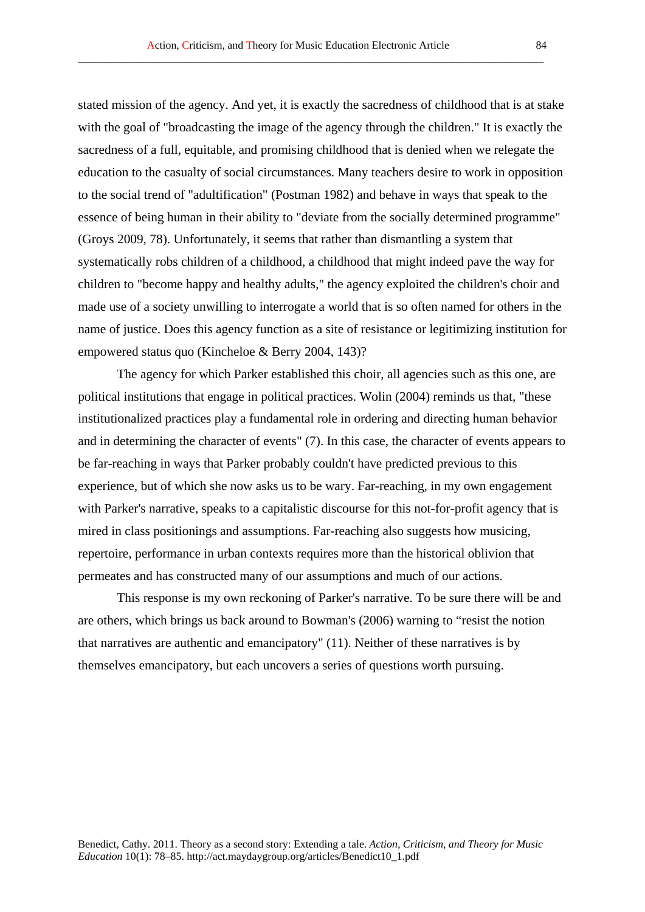stated mission of the agency. And yet, it is exactly the sacredness of childhood that is at stake with the goal of "broadcasting the image of the agency through the children." It is exactly the sacredness of a full, equitable, and promising childhood that is denied when we relegate the education to the casualty of social circumstances. Many teachers desire to work in opposition to the social trend of "adultification" (Postman 1982) and behave in ways that speak to the essence of being human in their ability to "deviate from the socially determined programme" (Groys 2009, 78). Unfortunately, it seems that rather than dismantling a system that systematically robs children of a childhood, a childhood that might indeed pave the way for children to "become happy and healthy adults," the agency exploited the children's choir and made use of a society unwilling to interrogate a world that is so often named for others in the name of justice. Does this agency function as a site of resistance or legitimizing institution for empowered status quo (Kincheloe & Berry 2004, 143)?

The agency for which Parker established this choir, all agencies such as this one, are political institutions that engage in political practices. Wolin (2004) reminds us that, "these institutionalized practices play a fundamental role in ordering and directing human behavior and in determining the character of events" (7). In this case, the character of events appears to be far-reaching in ways that Parker probably couldn't have predicted previous to this experience, but of which she now asks us to be wary. Far-reaching, in my own engagement with Parker's narrative, speaks to a capitalistic discourse for this not-for-profit agency that is mired in class positionings and assumptions. Far-reaching also suggests how musicing, repertoire, performance in urban contexts requires more than the historical oblivion that permeates and has constructed many of our assumptions and much of our actions.

This response is my own reckoning of Parker's narrative. To be sure there will be and are others, which brings us back around to Bowman's (2006) warning to "resist the notion that narratives are authentic and emancipatory" (11). Neither of these narratives is by themselves emancipatory, but each uncovers a series of questions worth pursuing.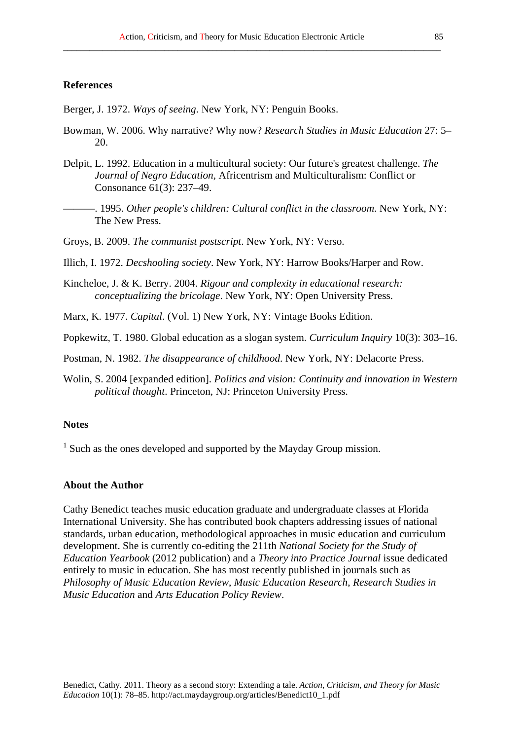## References

Berger, J. 1972. *Ways of seeing*. New York, NY: Penguin Books.

Bowman, W. 2006. Why narrative? Why now? *Research Studies in Music Education* 27: 5–20.

Delpit, L. 1992. Education in a multicultural society: Our future's greatest challenge. *The Journal of Negro Education*, Africentrism and Multiculturalism: Conflict or Consonance 61(3): 237–49.

———. 1995. *Other people's children: Cultural conflict in the classroom*. New York, NY: The New Press.

Groys, B. 2009. *The communist postscript*. New York, NY: Verso.

Illich, I. 1972. *Decshooling society*. New York, NY: Harrow Books/Harper and Row.

Kincheloe, J. & K. Berry. 2004. *Rigour and complexity in educational research: conceptualizing the bricolage*. New York, NY: Open University Press.

Marx, K. 1977. *Capital*. (Vol. 1) New York, NY: Vintage Books Edition.

Popkewitz, T. 1980. Global education as a slogan system. *Curriculum Inquiry* 10(3): 303–16.

Postman, N. 1982. *The disappearance of childhood*. New York, NY: Delacorte Press.

Wolin, S. 2004 [expanded edition]. *Politics and vision: Continuity and innovation in Western political thought*. Princeton, NJ: Princeton University Press.

## Notes

[1] Such as the ones developed and supported by the Mayday Group mission.

## About the Author

Cathy Benedict teaches music education graduate and undergraduate classes at Florida International University. She has contributed book chapters addressing issues of national standards, urban education, methodological approaches in music education and curriculum development. She is currently co-editing the 211th *National Society for the Study of Education Yearbook* (2012 publication) and a *Theory into Practice Journal* issue dedicated entirely to music in education. She has most recently published in journals such as *Philosophy of Music Education Review*, *Music Education Research*, *Research Studies in Music Education* and *Arts Education Policy Review*.